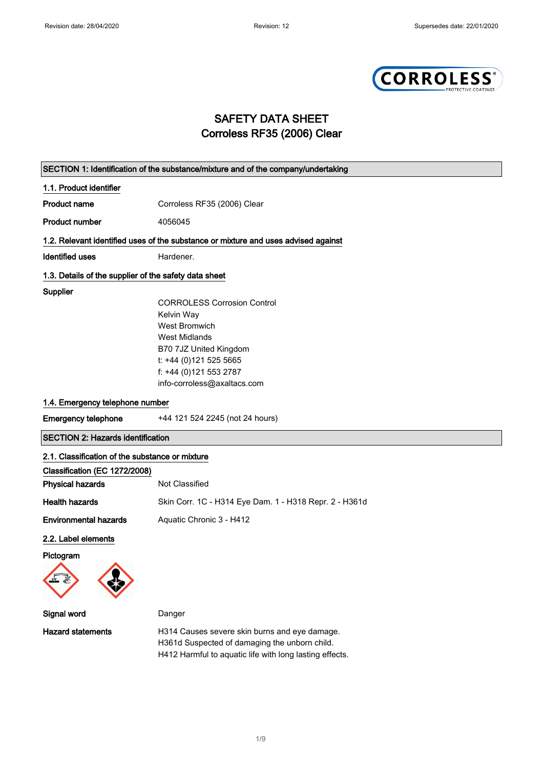# SAFETY DATA SHEET
# Corroless RF35 (2006) Clear

## SECTION 1: Identification of the substance/mixture and of the company/undertaking

### 1.1. Product identifier

**Product name** Corroless RF35 (2006) Clear

**Product number** 4056045

### 1.2. Relevant identified uses of the substance or mixture and uses advised against

**Identified uses** Hardener.

### 1.3. Details of the supplier of the safety data sheet

**Supplier**

CORROLESS Corrosion Control
Kelvin Way
West Bromwich
West Midlands
B70 7JZ United Kingdom
t: +44 (0)121 525 5665
f: +44 (0)121 553 2787
info-corroless@axaltacs.com

### 1.4. Emergency telephone number

**Emergency telephone** +44 121 524 2245 (not 24 hours)

## SECTION 2: Hazards identification

### 2.1. Classification of the substance or mixture

**Classification (EC 1272/2008)**

**Physical hazards** Not Classified

**Health hazards** Skin Corr. 1C - H314 Eye Dam. 1 - H318 Repr. 2 - H361d

**Environmental hazards** Aquatic Chronic 3 - H412

### 2.2. Label elements

**Pictogram**

**Signal word** Danger

**Hazard statements**

H314 Causes severe skin burns and eye damage.
H361d Suspected of damaging the unborn child.
H412 Harmful to aquatic life with long lasting effects.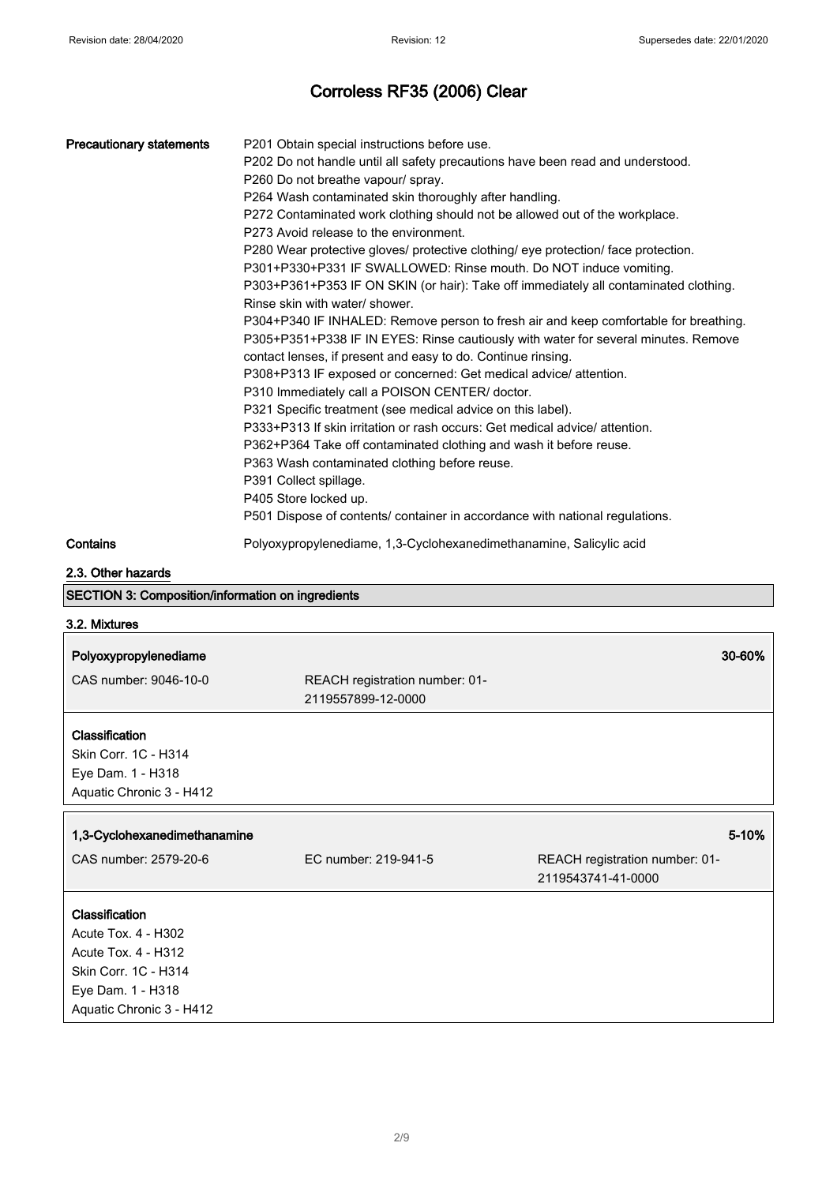| | |
|---|---|
| **Precautionary statements** | P201 Obtain special instructions before use.<br>P202 Do not handle until all safety precautions have been read and understood.<br>P260 Do not breathe vapour/ spray.<br>P264 Wash contaminated skin thoroughly after handling.<br>P272 Contaminated work clothing should not be allowed out of the workplace.<br>P273 Avoid release to the environment.<br>P280 Wear protective gloves/ protective clothing/ eye protection/ face protection.<br>P301+P330+P331 IF SWALLOWED: Rinse mouth. Do NOT induce vomiting.<br>P303+P361+P353 IF ON SKIN (or hair): Take off immediately all contaminated clothing. Rinse skin with water/ shower.<br>P304+P340 IF INHALED: Remove person to fresh air and keep comfortable for breathing.<br>P305+P351+P338 IF IN EYES: Rinse cautiously with water for several minutes. Remove contact lenses, if present and easy to do. Continue rinsing.<br>P308+P313 IF exposed or concerned: Get medical advice/ attention.<br>P310 Immediately call a POISON CENTER/ doctor.<br>P321 Specific treatment (see medical advice on this label).<br>P333+P313 If skin irritation or rash occurs: Get medical advice/ attention.<br>P362+P364 Take off contaminated clothing and wash it before reuse.<br>P363 Wash contaminated clothing before reuse.<br>P391 Collect spillage.<br>P405 Store locked up.<br>P501 Dispose of contents/ container in accordance with national regulations. |
| **Contains** | Polyoxypropylenediame, 1,3-Cyclohexanedimethanamine, Salicylic acid |

### 2.3. Other hazards

## SECTION 3: Composition/information on ingredients

### 3.2. Mixtures

| **Polyoxypropylenediame** | | **30-60%** |
|---|---|---|
| CAS number: 9046-10-0 | REACH registration number: 01-2119557899-12-0000 | |

**Classification**
Skin Corr. 1C - H314
Eye Dam. 1 - H318
Aquatic Chronic 3 - H412

| **1,3-Cyclohexanedimethanamine** | | **5-10%** |
|---|---|---|
| CAS number: 2579-20-6 | EC number: 219-941-5 | REACH registration number: 01-2119543741-41-0000 |

**Classification**
Acute Tox. 4 - H302
Acute Tox. 4 - H312
Skin Corr. 1C - H314
Eye Dam. 1 - H318
Aquatic Chronic 3 - H412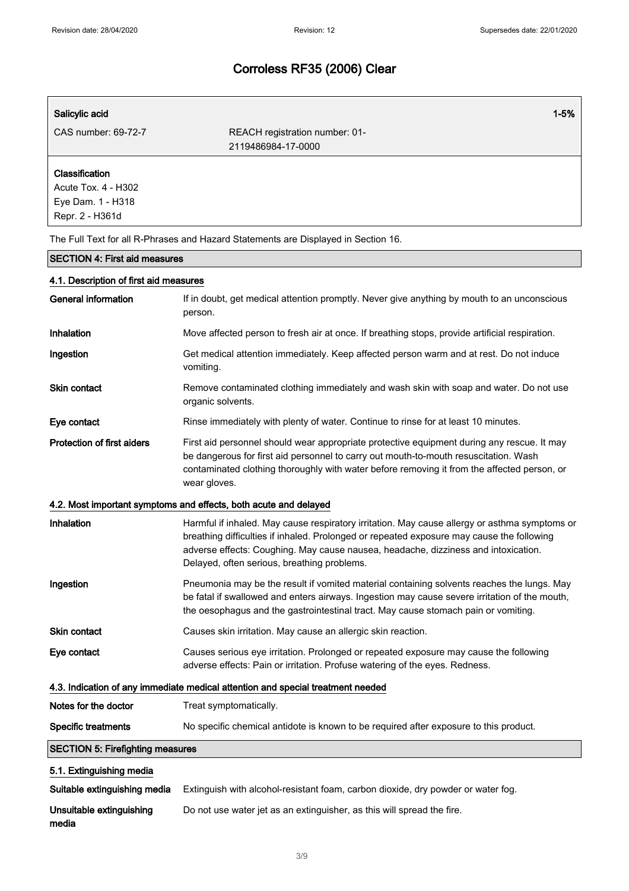| Salicylic acid | | 1-5% |
| --- | --- | --- |
| CAS number: 69-72-7 | REACH registration number: 01-2119486984-17-0000 | |

**Classification**
Acute Tox. 4 - H302
Eye Dam. 1 - H318
Repr. 2 - H361d

The Full Text for all R-Phrases and Hazard Statements are Displayed in Section 16.

## SECTION 4: First aid measures

### 4.1. Description of first aid measures

**General information** If in doubt, get medical attention promptly. Never give anything by mouth to an unconscious person.

**Inhalation** Move affected person to fresh air at once. If breathing stops, provide artificial respiration.

**Ingestion** Get medical attention immediately. Keep affected person warm and at rest. Do not induce vomiting.

**Skin contact** Remove contaminated clothing immediately and wash skin with soap and water. Do not use organic solvents.

**Eye contact** Rinse immediately with plenty of water. Continue to rinse for at least 10 minutes.

**Protection of first aiders** First aid personnel should wear appropriate protective equipment during any rescue. It may be dangerous for first aid personnel to carry out mouth-to-mouth resuscitation. Wash contaminated clothing thoroughly with water before removing it from the affected person, or wear gloves.

### 4.2. Most important symptoms and effects, both acute and delayed

**Inhalation** Harmful if inhaled. May cause respiratory irritation. May cause allergy or asthma symptoms or breathing difficulties if inhaled. Prolonged or repeated exposure may cause the following adverse effects: Coughing. May cause nausea, headache, dizziness and intoxication. Delayed, often serious, breathing problems.

**Ingestion** Pneumonia may be the result if vomited material containing solvents reaches the lungs. May be fatal if swallowed and enters airways. Ingestion may cause severe irritation of the mouth, the oesophagus and the gastrointestinal tract. May cause stomach pain or vomiting.

**Skin contact** Causes skin irritation. May cause an allergic skin reaction.

**Eye contact** Causes serious eye irritation. Prolonged or repeated exposure may cause the following adverse effects: Pain or irritation. Profuse watering of the eyes. Redness.

### 4.3. Indication of any immediate medical attention and special treatment needed

**Notes for the doctor** Treat symptomatically.

**Specific treatments** No specific chemical antidote is known to be required after exposure to this product.

## SECTION 5: Firefighting measures

### 5.1. Extinguishing media

**Suitable extinguishing media** Extinguish with alcohol-resistant foam, carbon dioxide, dry powder or water fog.

**Unsuitable extinguishing media** Do not use water jet as an extinguisher, as this will spread the fire.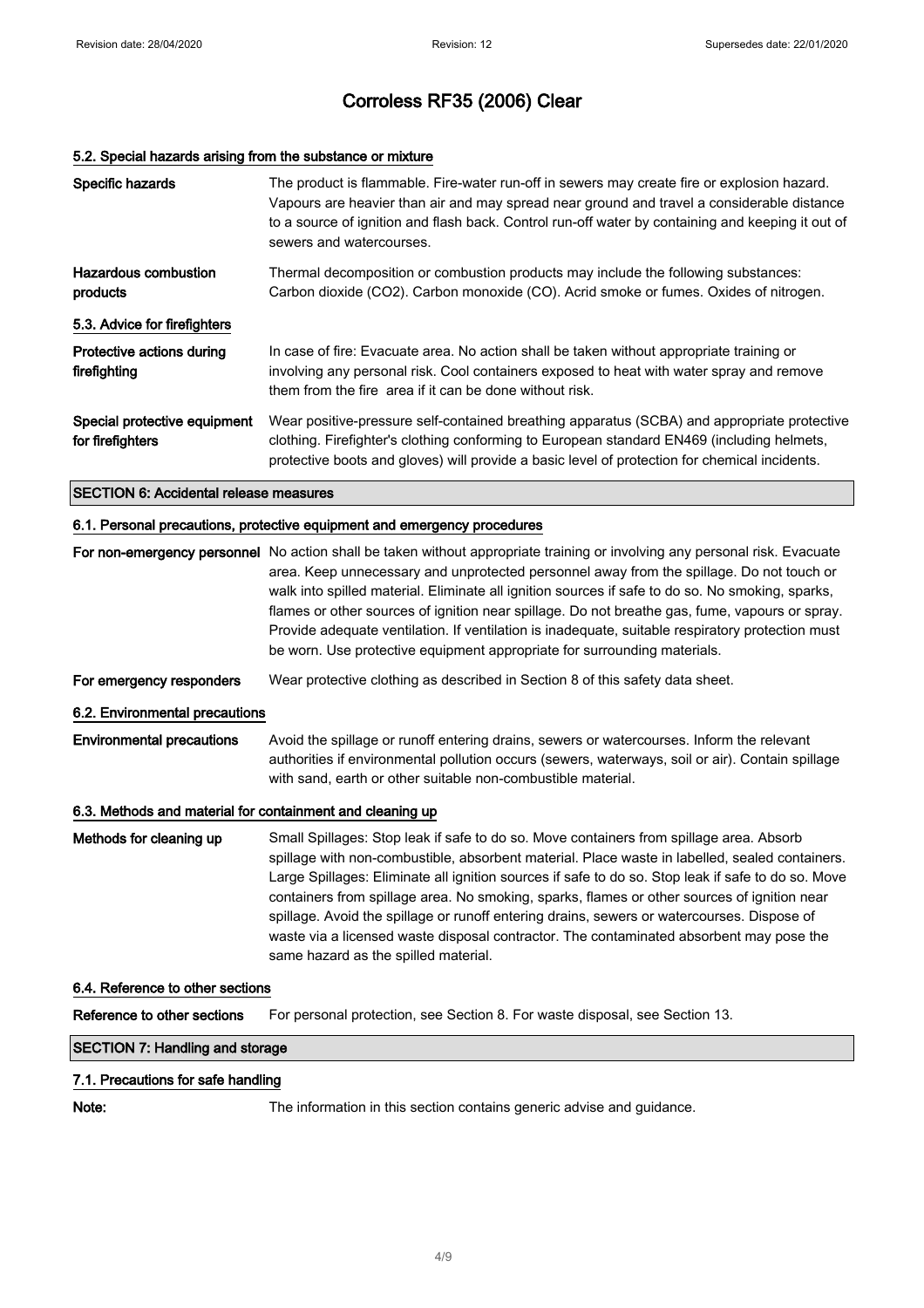# Corroless RF35 (2006) Clear

### 5.2. Special hazards arising from the substance or mixture

**Specific hazards**
The product is flammable. Fire-water run-off in sewers may create fire or explosion hazard. Vapours are heavier than air and may spread near ground and travel a considerable distance to a source of ignition and flash back. Control run-off water by containing and keeping it out of sewers and watercourses.

**Hazardous combustion products**
Thermal decomposition or combustion products may include the following substances: Carbon dioxide ($CO_2$). Carbon monoxide (CO). Acrid smoke or fumes. Oxides of nitrogen.

### 5.3. Advice for firefighters

**Protective actions during firefighting**
In case of fire: Evacuate area. No action shall be taken without appropriate training or involving any personal risk. Cool containers exposed to heat with water spray and remove them from the fire area if it can be done without risk.

**Special protective equipment for firefighters**
Wear positive-pressure self-contained breathing apparatus (SCBA) and appropriate protective clothing. Firefighter's clothing conforming to European standard EN469 (including helmets, protective boots and gloves) will provide a basic level of protection for chemical incidents.

## SECTION 6: Accidental release measures

### 6.1. Personal precautions, protective equipment and emergency procedures

**For non-emergency personnel**
No action shall be taken without appropriate training or involving any personal risk. Evacuate area. Keep unnecessary and unprotected personnel away from the spillage. Do not touch or walk into spilled material. Eliminate all ignition sources if safe to do so. No smoking, sparks, flames or other sources of ignition near spillage. Do not breathe gas, fume, vapours or spray. Provide adequate ventilation. If ventilation is inadequate, suitable respiratory protection must be worn. Use protective equipment appropriate for surrounding materials.

**For emergency responders**
Wear protective clothing as described in Section 8 of this safety data sheet.

### 6.2. Environmental precautions

**Environmental precautions**
Avoid the spillage or runoff entering drains, sewers or watercourses. Inform the relevant authorities if environmental pollution occurs (sewers, waterways, soil or air). Contain spillage with sand, earth or other suitable non-combustible material.

### 6.3. Methods and material for containment and cleaning up

**Methods for cleaning up**
Small Spillages: Stop leak if safe to do so. Move containers from spillage area. Absorb spillage with non-combustible, absorbent material. Place waste in labelled, sealed containers. Large Spillages: Eliminate all ignition sources if safe to do so. Stop leak if safe to do so. Move containers from spillage area. No smoking, sparks, flames or other sources of ignition near spillage. Avoid the spillage or runoff entering drains, sewers or watercourses. Dispose of waste via a licensed waste disposal contractor. The contaminated absorbent may pose the same hazard as the spilled material.

### 6.4. Reference to other sections

**Reference to other sections**
For personal protection, see Section 8. For waste disposal, see Section 13.

## SECTION 7: Handling and storage

### 7.1. Precautions for safe handling

**Note:**
The information in this section contains generic advise and guidance.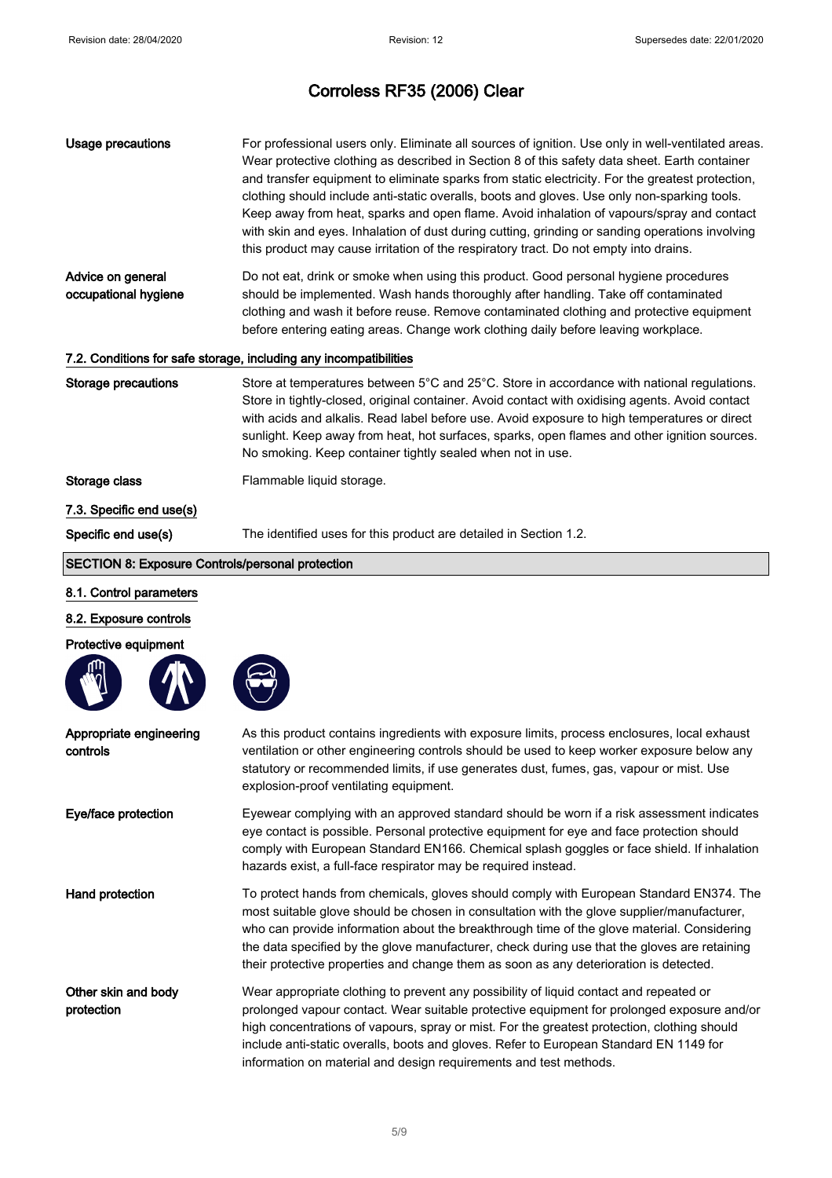# Corroless RF35 (2006) Clear

| | |
|---|---|
| **Usage precautions** | For professional users only. Eliminate all sources of ignition. Use only in well-ventilated areas. Wear protective clothing as described in Section 8 of this safety data sheet. Earth container and transfer equipment to eliminate sparks from static electricity. For the greatest protection, clothing should include anti-static overalls, boots and gloves. Use only non-sparking tools. Keep away from heat, sparks and open flame. Avoid inhalation of vapours/spray and contact with skin and eyes. Inhalation of dust during cutting, grinding or sanding operations involving this product may cause irritation of the respiratory tract. Do not empty into drains. |
| **Advice on general occupational hygiene** | Do not eat, drink or smoke when using this product. Good personal hygiene procedures should be implemented. Wash hands thoroughly after handling. Take off contaminated clothing and wash it before reuse. Remove contaminated clothing and protective equipment before entering eating areas. Change work clothing daily before leaving workplace. |

### 7.2. Conditions for safe storage, including any incompatibilities

| | |
|---|---|
| **Storage precautions** | Store at temperatures between 5°C and 25°C. Store in accordance with national regulations. Store in tightly-closed, original container. Avoid contact with oxidising agents. Avoid contact with acids and alkalis. Read label before use. Avoid exposure to high temperatures or direct sunlight. Keep away from heat, hot surfaces, sparks, open flames and other ignition sources. No smoking. Keep container tightly sealed when not in use. |
| **Storage class** | Flammable liquid storage. |

### 7.3. Specific end use(s)

| | |
|---|---|
| **Specific end use(s)** | The identified uses for this product are detailed in Section 1.2. |

## SECTION 8: Exposure Controls/personal protection

### 8.1. Control parameters

### 8.2. Exposure controls

**Protective equipment**

| | |
|---|---|
| **Appropriate engineering controls** | As this product contains ingredients with exposure limits, process enclosures, local exhaust ventilation or other engineering controls should be used to keep worker exposure below any statutory or recommended limits, if use generates dust, fumes, gas, vapour or mist. Use explosion-proof ventilating equipment. |
| **Eye/face protection** | Eyewear complying with an approved standard should be worn if a risk assessment indicates eye contact is possible. Personal protective equipment for eye and face protection should comply with European Standard EN166. Chemical splash goggles or face shield. If inhalation hazards exist, a full-face respirator may be required instead. |
| **Hand protection** | To protect hands from chemicals, gloves should comply with European Standard EN374. The most suitable glove should be chosen in consultation with the glove supplier/manufacturer, who can provide information about the breakthrough time of the glove material. Considering the data specified by the glove manufacturer, check during use that the gloves are retaining their protective properties and change them as soon as any deterioration is detected. |
| **Other skin and body protection** | Wear appropriate clothing to prevent any possibility of liquid contact and repeated or prolonged vapour contact. Wear suitable protective equipment for prolonged exposure and/or high concentrations of vapours, spray or mist. For the greatest protection, clothing should include anti-static overalls, boots and gloves. Refer to European Standard EN 1149 for information on material and design requirements and test methods. |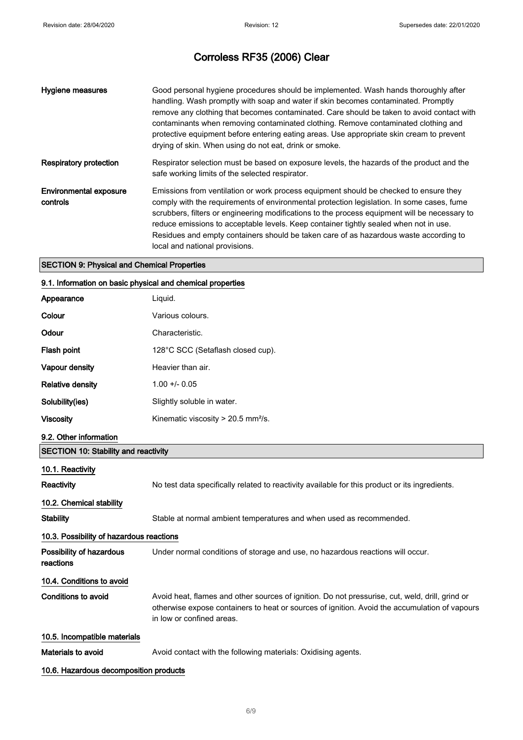| | |
|---|---|
| **Hygiene measures** | Good personal hygiene procedures should be implemented. Wash hands thoroughly after handling. Wash promptly with soap and water if skin becomes contaminated. Promptly remove any clothing that becomes contaminated. Care should be taken to avoid contact with contaminants when removing contaminated clothing. Remove contaminated clothing and protective equipment before entering eating areas. Use appropriate skin cream to prevent drying of skin. When using do not eat, drink or smoke. |
| **Respiratory protection** | Respirator selection must be based on exposure levels, the hazards of the product and the safe working limits of the selected respirator. |
| **Environmental exposure controls** | Emissions from ventilation or work process equipment should be checked to ensure they comply with the requirements of environmental protection legislation. In some cases, fume scrubbers, filters or engineering modifications to the process equipment will be necessary to reduce emissions to acceptable levels. Keep container tightly sealed when not in use. Residues and empty containers should be taken care of as hazardous waste according to local and national provisions. |

## SECTION 9: Physical and Chemical Properties

### 9.1. Information on basic physical and chemical properties

| | |
|---|---|
| **Appearance** | Liquid. |
| **Colour** | Various colours. |
| **Odour** | Characteristic. |
| **Flash point** | 128°C SCC (Setaflash closed cup). |
| **Vapour density** | Heavier than air. |
| **Relative density** | 1.00 +/- 0.05 |
| **Solubility(ies)** | Slightly soluble in water. |
| **Viscosity** | Kinematic viscosity > 20.5 $mm^2/s$. |

### 9.2. Other information

## SECTION 10: Stability and reactivity

### 10.1. Reactivity

| | |
|---|---|
| **Reactivity** | No test data specifically related to reactivity available for this product or its ingredients. |

### 10.2. Chemical stability

| | |
|---|---|
| **Stability** | Stable at normal ambient temperatures and when used as recommended. |

### 10.3. Possibility of hazardous reactions

| | |
|---|---|
| **Possibility of hazardous reactions** | Under normal conditions of storage and use, no hazardous reactions will occur. |

### 10.4. Conditions to avoid

| | |
|---|---|
| **Conditions to avoid** | Avoid heat, flames and other sources of ignition. Do not pressurise, cut, weld, drill, grind or otherwise expose containers to heat or sources of ignition. Avoid the accumulation of vapours in low or confined areas. |

### 10.5. Incompatible materials

| | |
|---|---|
| **Materials to avoid** | Avoid contact with the following materials: Oxidising agents. |

### 10.6. Hazardous decomposition products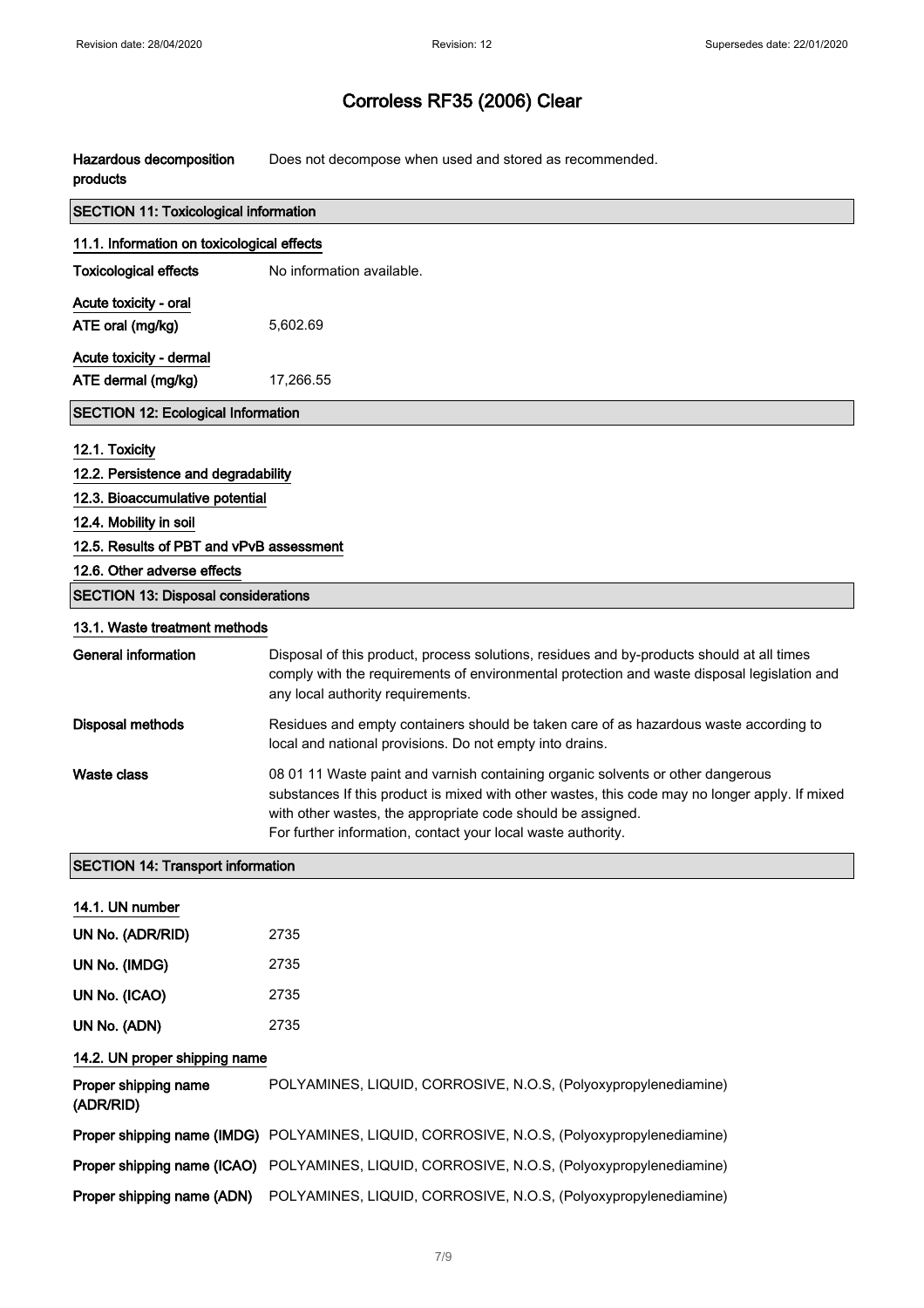# Corroless RF35 (2006) Clear

| | |
|---|---|
| **Hazardous decomposition products** | Does not decompose when used and stored as recommended. |

## SECTION 11: Toxicological information

### 11.1. Information on toxicological effects

| | |
|---|---|
| **Toxicological effects** | No information available. |

**Acute toxicity - oral**

| | |
|---|---|
| **ATE oral (mg/kg)** | 5,602.69 |

**Acute toxicity - dermal**

| | |
|---|---|
| **ATE dermal (mg/kg)** | 17,266.55 |

## SECTION 12: Ecological Information

### 12.1. Toxicity

### 12.2. Persistence and degradability

### 12.3. Bioaccumulative potential

### 12.4. Mobility in soil

### 12.5. Results of PBT and vPvB assessment

### 12.6. Other adverse effects

## SECTION 13: Disposal considerations

### 13.1. Waste treatment methods

| | |
|---|---|
| **General information** | Disposal of this product, process solutions, residues and by-products should at all times comply with the requirements of environmental protection and waste disposal legislation and any local authority requirements. |
| **Disposal methods** | Residues and empty containers should be taken care of as hazardous waste according to local and national provisions. Do not empty into drains. |
| **Waste class** | 08 01 11 Waste paint and varnish containing organic solvents or other dangerous substances If this product is mixed with other wastes, this code may no longer apply. If mixed with other wastes, the appropriate code should be assigned. For further information, contact your local waste authority. |

## SECTION 14: Transport information

### 14.1. UN number

| | |
|---|---|
| **UN No. (ADR/RID)** | 2735 |
| **UN No. (IMDG)** | 2735 |
| **UN No. (ICAO)** | 2735 |
| **UN No. (ADN)** | 2735 |

### 14.2. UN proper shipping name

| | |
|---|---|
| **Proper shipping name (ADR/RID)** | POLYAMINES, LIQUID, CORROSIVE, N.O.S, (Polyoxypropylenediamine) |
| **Proper shipping name (IMDG)** | POLYAMINES, LIQUID, CORROSIVE, N.O.S, (Polyoxypropylenediamine) |
| **Proper shipping name (ICAO)** | POLYAMINES, LIQUID, CORROSIVE, N.O.S, (Polyoxypropylenediamine) |
| **Proper shipping name (ADN)** | POLYAMINES, LIQUID, CORROSIVE, N.O.S, (Polyoxypropylenediamine) |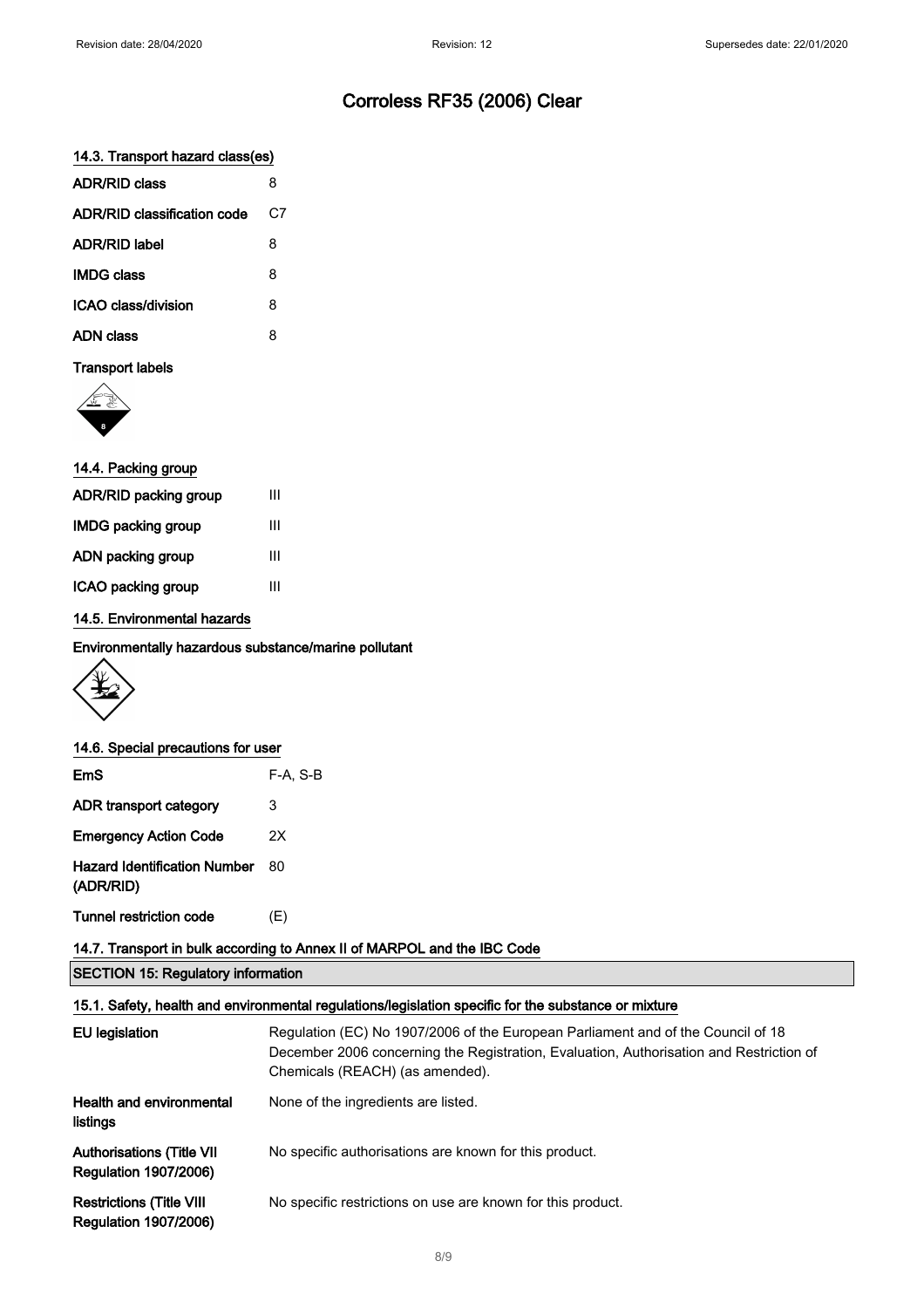# Corroless RF35 (2006) Clear

### 14.3. Transport hazard class(es)

| | |
|---|---|
| ADR/RID class | 8 |
| ADR/RID classification code | C7 |
| ADR/RID label | 8 |
| IMDG class | 8 |
| ICAO class/division | 8 |
| ADN class | 8 |

**Transport labels**

### 14.4. Packing group

| | |
|---|---|
| ADR/RID packing group | III |
| IMDG packing group | III |
| ADN packing group | III |
| ICAO packing group | III |

### 14.5. Environmental hazards

**Environmentally hazardous substance/marine pollutant**

### 14.6. Special precautions for user

| | |
|---|---|
| EmS | F-A, S-B |
| ADR transport category | 3 |
| Emergency Action Code | 2X |
| Hazard Identification Number (ADR/RID) | 80 |
| Tunnel restriction code | (E) |

### 14.7. Transport in bulk according to Annex II of MARPOL and the IBC Code

## SECTION 15: Regulatory information

### 15.1. Safety, health and environmental regulations/legislation specific for the substance or mixture

| | |
|---|---|
| EU legislation | Regulation (EC) No 1907/2006 of the European Parliament and of the Council of 18 December 2006 concerning the Registration, Evaluation, Authorisation and Restriction of Chemicals (REACH) (as amended). |
| Health and environmental listings | None of the ingredients are listed. |
| Authorisations (Title VII Regulation 1907/2006) | No specific authorisations are known for this product. |
| Restrictions (Title VIII Regulation 1907/2006) | No specific restrictions on use are known for this product. |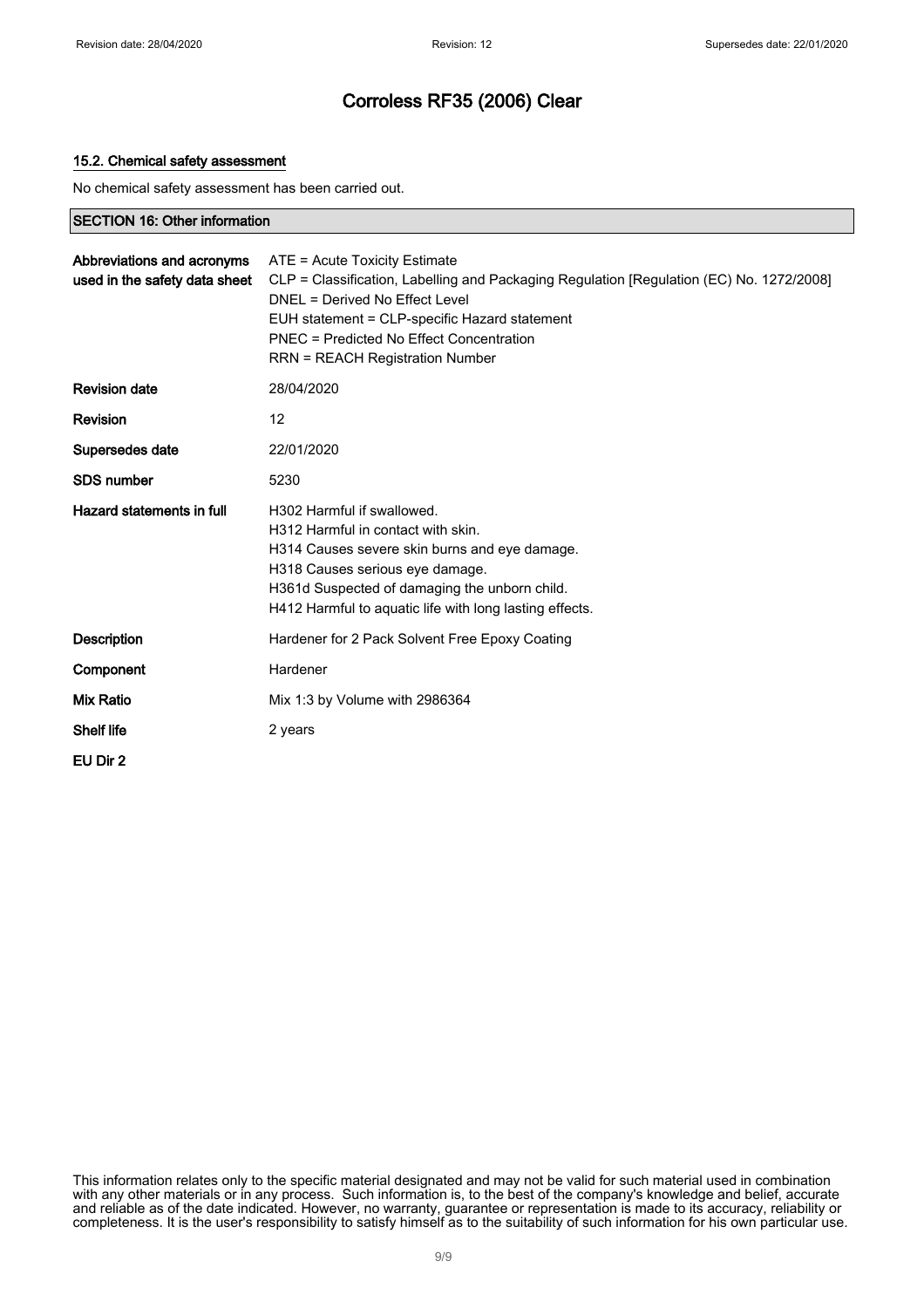# Corroless RF35 (2006) Clear

### 15.2. Chemical safety assessment

No chemical safety assessment has been carried out.

## SECTION 16: Other information

| | |
|---|---|
| **Abbreviations and acronyms used in the safety data sheet** | ATE = Acute Toxicity Estimate<br>CLP = Classification, Labelling and Packaging Regulation [Regulation (EC) No. 1272/2008]<br>DNEL = Derived No Effect Level<br>EUH statement = CLP-specific Hazard statement<br>PNEC = Predicted No Effect Concentration<br>RRN = REACH Registration Number |
| **Revision date** | 28/04/2020 |
| **Revision** | 12 |
| **Supersedes date** | 22/01/2020 |
| **SDS number** | 5230 |
| **Hazard statements in full** | H302 Harmful if swallowed.<br>H312 Harmful in contact with skin.<br>H314 Causes severe skin burns and eye damage.<br>H318 Causes serious eye damage.<br>H361d Suspected of damaging the unborn child.<br>H412 Harmful to aquatic life with long lasting effects. |
| **Description** | Hardener for 2 Pack Solvent Free Epoxy Coating |
| **Component** | Hardener |
| **Mix Ratio** | Mix 1:3 by Volume with 2986364 |
| **Shelf life** | 2 years |
| **EU Dir 2** | |

This information relates only to the specific material designated and may not be valid for such material used in combination with any other materials or in any process. Such information is, to the best of the company's knowledge and belief, accurate and reliable as of the date indicated. However, no warranty, guarantee or representation is made to its accuracy, reliability or completeness. It is the user's responsibility to satisfy himself as to the suitability of such information for his own particular use.